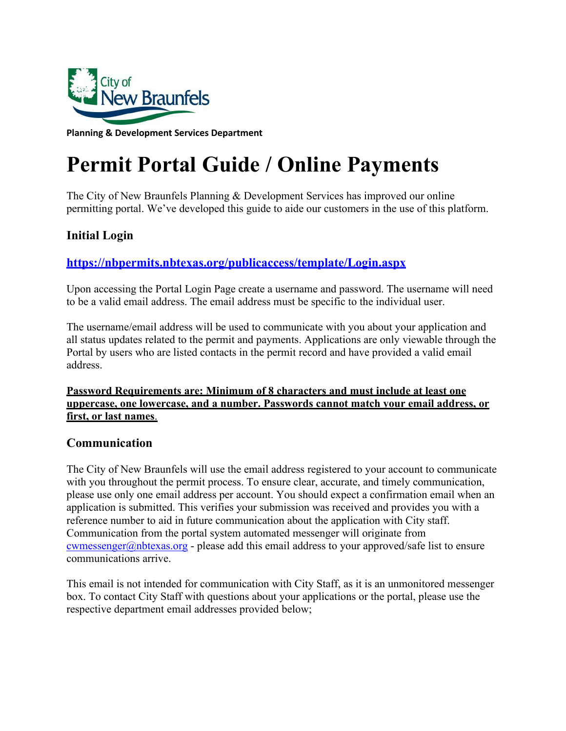City of New Braunfels

**Planning & Development Services Department**

# Permit Portal Guide / Online Payments

The City of New Braunfels Planning & Development Services has improved our online permitting portal. We've developed this guide to aide our customers in the use of this platform.

## Initial Login

### https://nbpermits.nbtexas.org/publicaccess/template/Login.aspx

Upon accessing the Portal Login Page create a username and password. The username will need to be a valid email address. The email address must be specific to the individual user.

The username/email address will be used to communicate with you about your application and all status updates related to the permit and payments. Applications are only viewable through the Portal by users who are listed contacts in the permit record and have provided a valid email address.

**Password Requirements are: Minimum of 8 characters and must include at least one uppercase, one lowercase, and a number. Passwords cannot match your email address, or first, or last names.**

## Communication

The City of New Braunfels will use the email address registered to your account to communicate with you throughout the permit process. To ensure clear, accurate, and timely communication, please use only one email address per account. You should expect a confirmation email when an application is submitted. This verifies your submission was received and provides you with a reference number to aid in future communication about the application with City staff. Communication from the portal system automated messenger will originate from cwmessenger@nbtexas.org - please add this email address to your approved/safe list to ensure communications arrive.

This email is not intended for communication with City Staff, as it is an unmonitored messenger box. To contact City Staff with questions about your applications or the portal, please use the respective department email addresses provided below;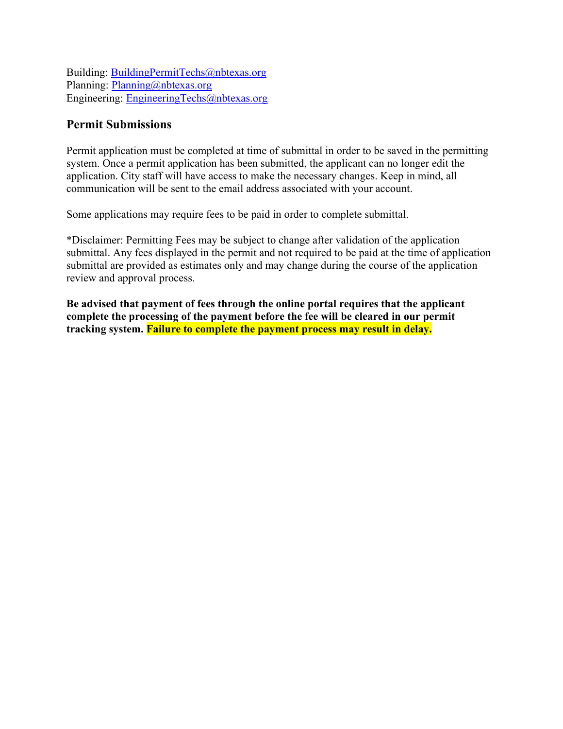Building: BuildingPermitTechs@nbtexas.org
Planning: Planning@nbtexas.org
Engineering: EngineeringTechs@nbtexas.org

## Permit Submissions

Permit application must be completed at time of submittal in order to be saved in the permitting system. Once a permit application has been submitted, the applicant can no longer edit the application. City staff will have access to make the necessary changes. Keep in mind, all communication will be sent to the email address associated with your account.

Some applications may require fees to be paid in order to complete submittal.

*Disclaimer: Permitting Fees may be subject to change after validation of the application submittal. Any fees displayed in the permit and not required to be paid at the time of application submittal are provided as estimates only and may change during the course of the application review and approval process.

**Be advised that payment of fees through the online portal requires that the applicant complete the processing of the payment before the fee will be cleared in our permit tracking system. Failure to complete the payment process may result in delay.**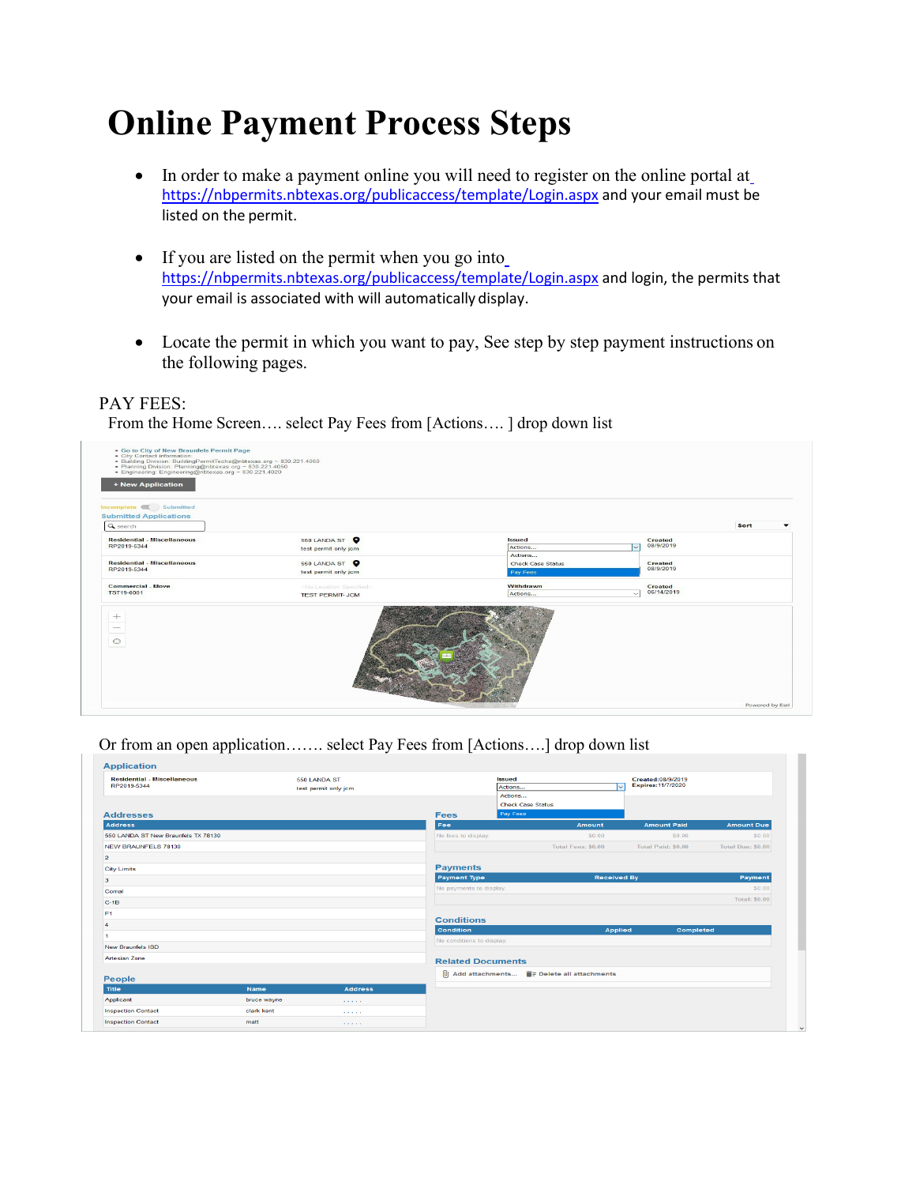# Online Payment Process Steps

- In order to make a payment online you will need to register on the online portal at https://nbpermits.nbtexas.org/publicaccess/template/Login.aspx and your email must be listed on the permit.

- If you are listed on the permit when you go into https://nbpermits.nbtexas.org/publicaccess/template/Login.aspx and login, the permits that your email is associated with will automatically display.

- Locate the permit in which you want to pay, See step by step payment instructions on the following pages.

PAY FEES:

From the Home Screen…. select Pay Fees from [Actions…. ] drop down list

Or from an open application……. select Pay Fees from [Actions….] drop down list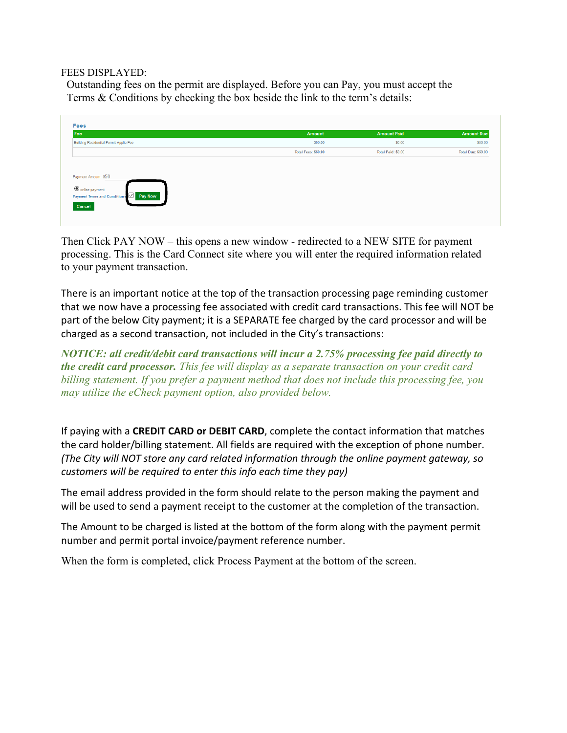FEES DISPLAYED:

Outstanding fees on the permit are displayed. Before you can Pay, you must accept the Terms & Conditions by checking the box beside the link to the term's details:

Fees

| Fee | Amount | Amount Paid | Amount Due |
|---|---|---|---|
| Building Residential Permit Applic Fee | $50.00 | $0.00 | $50.00 |
| | Total Fees: $50.00 | Total Paid: $0.00 | Total Due: $50.00 |

Payment Amount: $50

online payment

Payment Terms and Conditions ☑ Pay Now

Cancel

Then Click PAY NOW – this opens a new window - redirected to a NEW SITE for payment processing. This is the Card Connect site where you will enter the required information related to your payment transaction.

There is an important notice at the top of the transaction processing page reminding customer that we now have a processing fee associated with credit card transactions. This fee will NOT be part of the below City payment; it is a SEPARATE fee charged by the card processor and will be charged as a second transaction, not included in the City's transactions:

***NOTICE: all credit/debit card transactions will incur a 2.75% processing fee paid directly to the credit card processor.*** *This fee will display as a separate transaction on your credit card billing statement. If you prefer a payment method that does not include this processing fee, you may utilize the eCheck payment option, also provided below.*

If paying with a **CREDIT CARD or DEBIT CARD**, complete the contact information that matches the card holder/billing statement. All fields are required with the exception of phone number. *(The City will NOT store any card related information through the online payment gateway, so customers will be required to enter this info each time they pay)*

The email address provided in the form should relate to the person making the payment and will be used to send a payment receipt to the customer at the completion of the transaction.

The Amount to be charged is listed at the bottom of the form along with the payment permit number and permit portal invoice/payment reference number.

When the form is completed, click Process Payment at the bottom of the screen.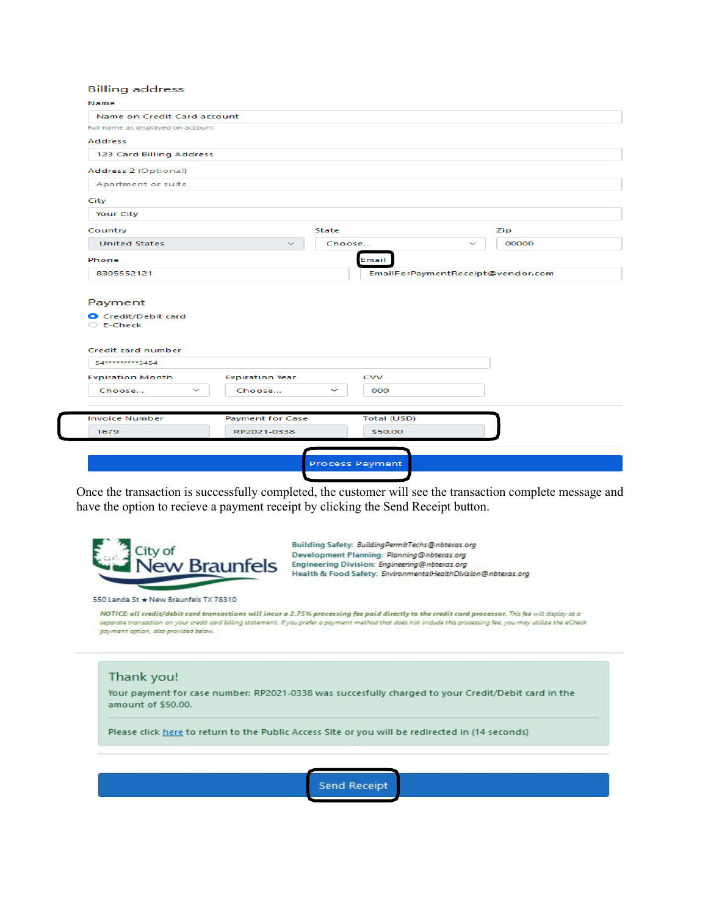Billing address

Name

Name on Credit Card account

Full name as displayed on account

Address

123 Card Billing Address

Address 2 (Optional)

Apartment or suite

City

Your City

| Country | State | Zip |
|---|---|---|
| United States | Choose... | 00000 |

| Phone | Email |
|---|---|
| 8305552121 | EmailForPaymentReceipt@vendor.com |

Payment

- Credit/Debit card
- E-Check

Credit card number

54**********5454

| Expiration Month | Expiration Year | CVV |
|---|---|---|
| Choose... | Choose... | 000 |

| Invoice Number | Payment for Case | Total (USD) |
|---|---|---|
| 1679 | RP2021-0338 | $50.00 |

Process Payment

Once the transaction is successfully completed, the customer will see the transaction complete message and have the option to recieve a payment receipt by clicking the Send Receipt button.

City of New Braunfels

550 Landa St ★ New Braunfels TX 78310

Building Safety: BuildingPermitTechs@nbtexas.org
Development Planning: Planning@nbtexas.org
Engineering Division: Engineering@nbtexas.org
Health & Food Safety: EnvironmentalHealthDivision@nbtexas.org

*NOTICE: all credit/debit card transactions will incur a 2.75% processing fee paid directly to the credit card processor. This fee will display as a separate transaction on your credit card billing statement. If you prefer a payment method that does not include this processing fee, you may utilize the eCheck payment option, also provided below.*

Thank you!

Your payment for case number: RP2021-0338 was succesfully charged to your Credit/Debit card in the amount of $50.00.

Please click here to return to the Public Access Site or you will be redirected in (14 seconds)

Send Receipt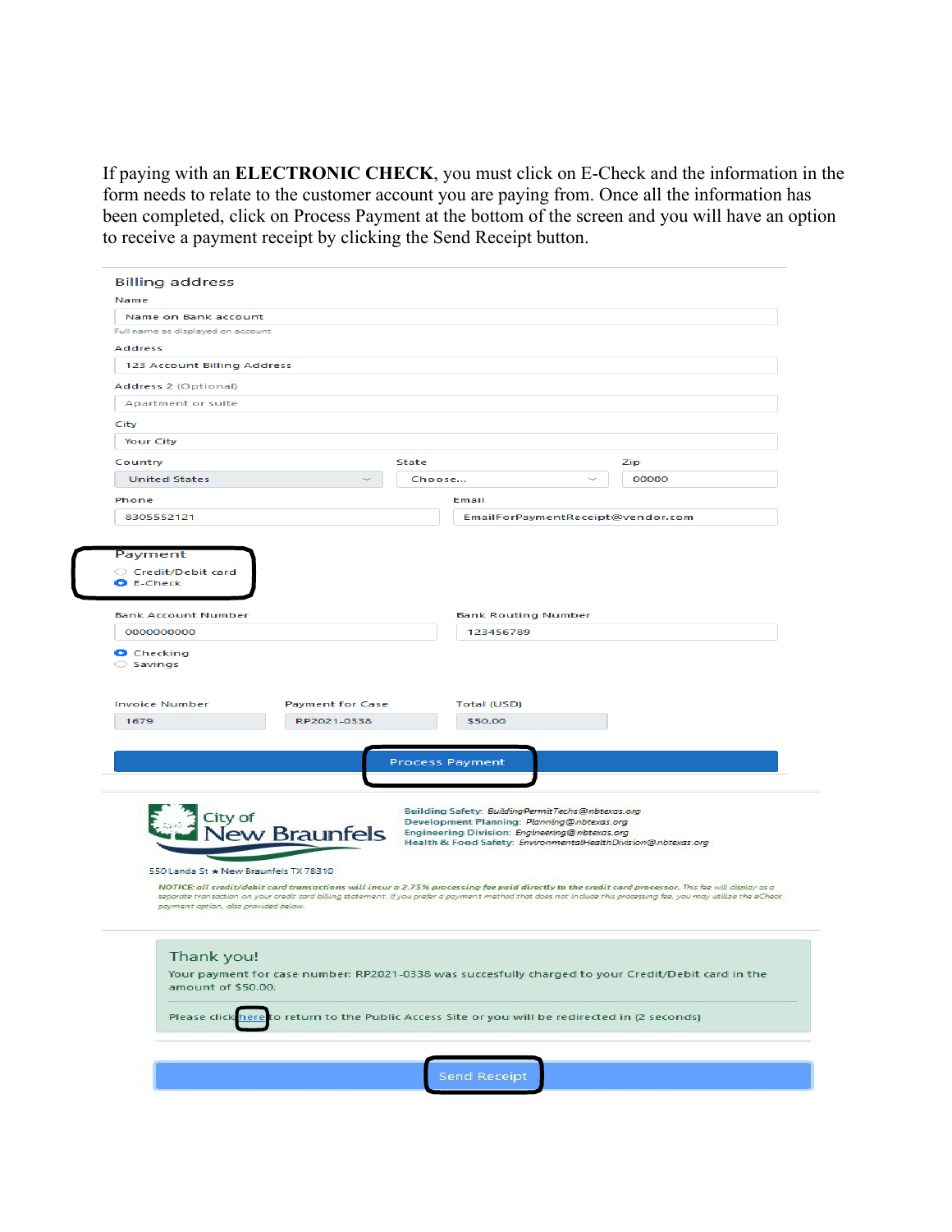If paying with an **ELECTRONIC CHECK**, you must click on E-Check and the information in the form needs to relate to the customer account you are paying from. Once all the information has been completed, click on Process Payment at the bottom of the screen and you will have an option to receive a payment receipt by clicking the Send Receipt button.

**Billing address**

Name

Name on Bank account

Full name as displayed on account

Address

123 Account Billing Address

Address 2 (Optional)

Apartment or suite

City

Your City

| Country | State | Zip |
|---|---|---|
| United States | Choose... | 00000 |

| Phone | Email |
|---|---|
| 8305552121 | EmailForPaymentReceipt@vendor.com |

**Payment**

- Credit/Debit card
- E-Check (selected)

| Bank Account Number | Bank Routing Number |
|---|---|
| 0000000000 | 123456789 |

- Checking (selected)
- Savings

| Invoice Number | Payment for Case | Total (USD) |
|---|---|---|
| 1679 | RP2021-0338 | $50.00 |

**Process Payment**

City of New Braunfels

550 Landa St ★ New Braunfels TX 78310

Building Safety: BuildingPermitTechs@nbtexas.org
Development Planning: Planning@nbtexas.org
Engineering Division: Engineering@nbtexas.org
Health & Food Safety: EnvironmentalHealthDivision@nbtexas.org

*NOTICE: all credit/debit card transactions will incur a 2.75% processing fee paid directly to the credit card processor. This fee will display as a separate transaction on your credit card billing statement. If you prefer a payment method that does not include this processing fee, you may utilize the eCheck payment option, also provided below.*

Thank you!

Your payment for case number: RP2021-0338 was succesfully charged to your Credit/Debit card in the amount of $50.00.

Please click here to return to the Public Access Site or you will be redirected in (2 seconds)

**Send Receipt**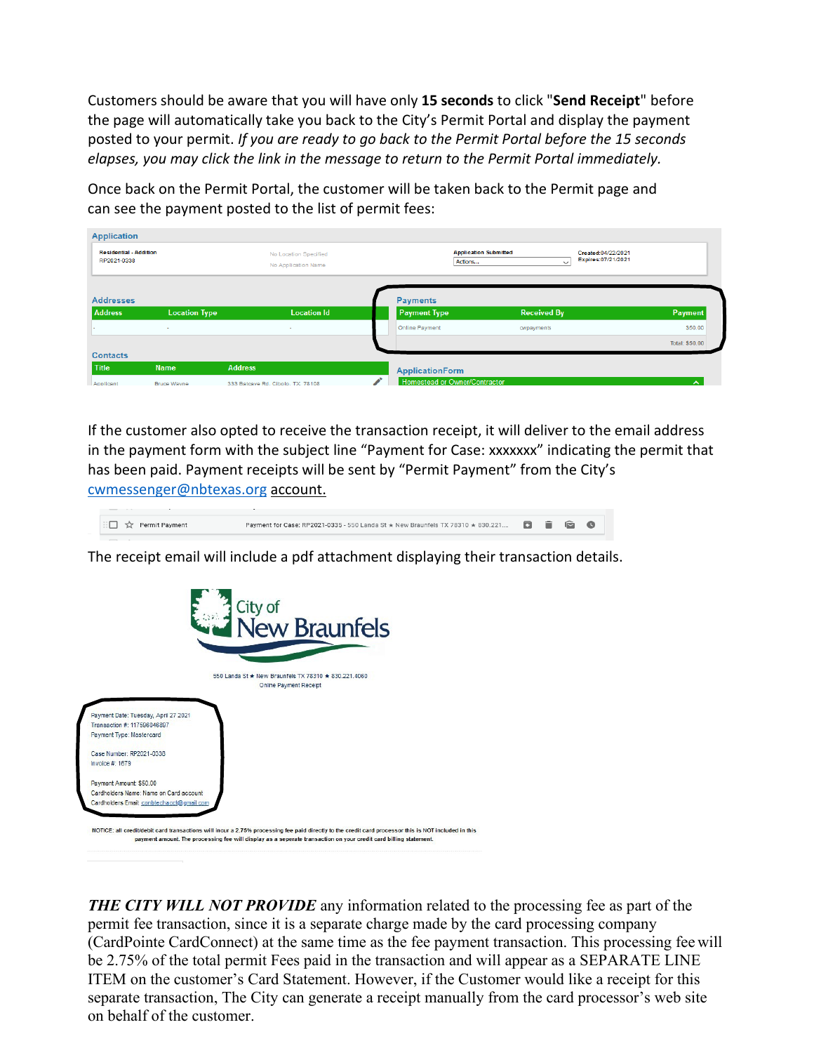Customers should be aware that you will have only **15 seconds** to click "**Send Receipt**" before the page will automatically take you back to the City's Permit Portal and display the payment posted to your permit. *If you are ready to go back to the Permit Portal before the 15 seconds elapses, you may click the link in the message to return to the Permit Portal immediately.*

Once back on the Permit Portal, the customer will be taken back to the Permit page and can see the payment posted to the list of permit fees:

If the customer also opted to receive the transaction receipt, it will deliver to the email address in the payment form with the subject line "Payment for Case: xxxxxxx" indicating the permit that has been paid. Payment receipts will be sent by "Permit Payment" from the City's cwmessenger@nbtexas.org account.

The receipt email will include a pdf attachment displaying their transaction details.

***THE CITY WILL NOT PROVIDE*** any information related to the processing fee as part of the permit fee transaction, since it is a separate charge made by the card processing company (CardPointe CardConnect) at the same time as the fee payment transaction. This processing fee will be 2.75% of the total permit Fees paid in the transaction and will appear as a SEPARATE LINE ITEM on the customer's Card Statement. However, if the Customer would like a receipt for this separate transaction, The City can generate a receipt manually from the card processor's web site on behalf of the customer.